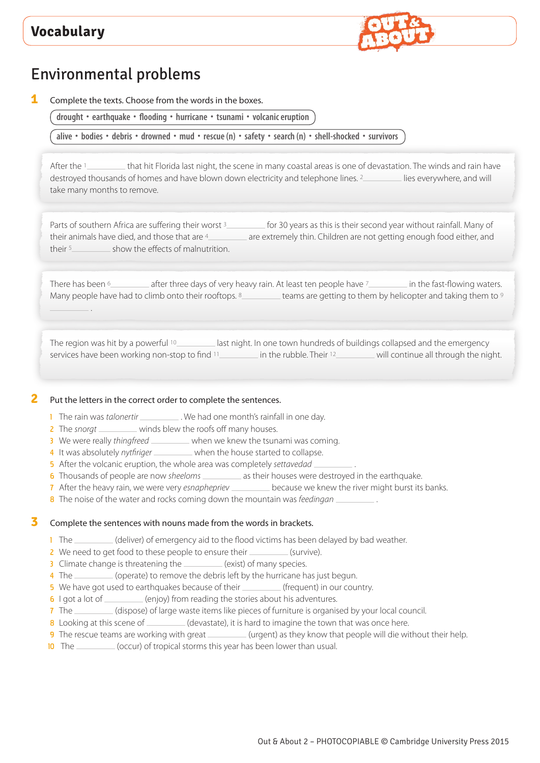## Vocabulary

# Environmental problems

**1** Complete the texts. Choose from the words in the boxes.

**drought • earthquake • flooding • hurricane • tsunami • volcanic eruption**

**alive • bodies • debris • drowned • mud • rescue (n) • safety • search (n) • shell-shocked • survivors**

After the [1] ________ that hit Florida last night, the scene in many coastal areas is one of devastation. The winds and rain have destroyed thousands of homes and have blown down electricity and telephone lines. [2] ________ lies everywhere, and will take many months to remove.

Parts of southern Africa are suffering their worst [3] ________ for 30 years as this is their second year without rainfall. Many of their animals have died, and those that are [4] ________ are extremely thin. Children are not getting enough food either, and their [5] ________ show the effects of malnutrition.

There has been [6] ________ after three days of very heavy rain. At least ten people have [7] ________ in the fast-flowing waters. Many people have had to climb onto their rooftops. [8] ________ teams are getting to them by helicopter and taking them to [9] ________ .

The region was hit by a powerful [10] ________ last night. In one town hundreds of buildings collapsed and the emergency services have been working non-stop to find [11] ________ in the rubble. Their [12] ________ will continue all through the night.

**2** Put the letters in the correct order to complete the sentences.

1. The rain was *talonertir* ________ . We had one month's rainfall in one day.
2. The *snorgt* ________ winds blew the roofs off many houses.
3. We were really *thingfreed* ________ when we knew the tsunami was coming.
4. It was absolutely *nytfriger* ________ when the house started to collapse.
5. After the volcanic eruption, the whole area was completely *settavedad* ________ .
6. Thousands of people are now *sheeloms* ________ as their houses were destroyed in the earthquake.
7. After the heavy rain, we were very *esnaphepriev* ________ because we knew the river might burst its banks.
8. The noise of the water and rocks coming down the mountain was *feedingan* ________ .

**3** Complete the sentences with nouns made from the words in brackets.

1. The ________ (deliver) of emergency aid to the flood victims has been delayed by bad weather.
2. We need to get food to these people to ensure their ________ (survive).
3. Climate change is threatening the ________ (exist) of many species.
4. The ________ (operate) to remove the debris left by the hurricane has just begun.
5. We have got used to earthquakes because of their ________ (frequent) in our country.
6. I got a lot of ________ (enjoy) from reading the stories about his adventures.
7. The ________ (dispose) of large waste items like pieces of furniture is organised by your local council.
8. Looking at this scene of ________ (devastate), it is hard to imagine the town that was once here.
9. The rescue teams are working with great ________ (urgent) as they know that people will die without their help.
10. The ________ (occur) of tropical storms this year has been lower than usual.

Out & About 2 – PHOTOCOPIABLE © Cambridge University Press 2015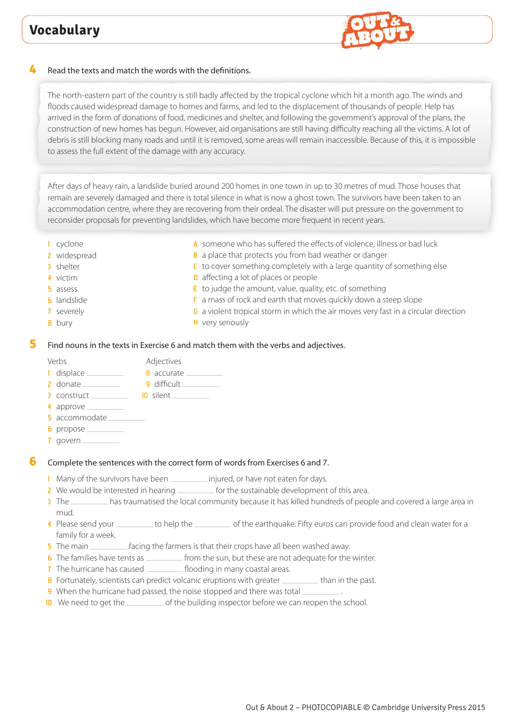# Vocabulary

**4** Read the texts and match the words with the definitions.

> The north-eastern part of the country is still badly affected by the tropical cyclone which hit a month ago. The winds and floods caused widespread damage to homes and farms, and led to the displacement of thousands of people. Help has arrived in the form of donations of food, medicines and shelter, and following the government's approval of the plans, the construction of new homes has begun. However, aid organisations are still having difficulty reaching all the victims. A lot of debris is still blocking many roads and until it is removed, some areas will remain inaccessible. Because of this, it is impossible to assess the full extent of the damage with any accuracy.

> After days of heavy rain, a landslide buried around 200 homes in one town in up to 30 metres of mud. Those houses that remain are severely damaged and there is total silence in what is now a ghost town. The survivors have been taken to an accommodation centre, where they are recovering from their ordeal. The disaster will put pressure on the government to reconsider proposals for preventing landslides, which have become more frequent in recent years.

1 cyclone
2 widespread
3 shelter
4 victim
5 assess
6 landslide
7 severely
8 bury

A someone who has suffered the effects of violence, illness or bad luck
B a place that protects you from bad weather or danger
C to cover something completely with a large quantity of something else
D affecting a lot of places or people
E to judge the amount, value, quality, etc. of something
F a mass of rock and earth that moves quickly down a steep slope
G a violent tropical storm in which the air moves very fast in a circular direction
H very seriously

**5** Find nouns in the texts in Exercise 6 and match them with the verbs and adjectives.

Verbs
1 displace ________
2 donate ________
3 construct ________
4 approve ________
5 accommodate ________
6 propose ________
7 govern ________

Adjectives
8 accurate ________
9 difficult ________
10 silent ________

**6** Complete the sentences with the correct form of words from Exercises 6 and 7.

1 Many of the survivors have been ________ injured, or have not eaten for days.
2 We would be interested in hearing ________ for the sustainable development of this area.
3 The ________ has traumatised the local community because it has killed hundreds of people and covered a large area in mud.
4 Please send your ________ to help the ________ of the earthquake. Fifty euros can provide food and clean water for a family for a week.
5 The main ________ facing the farmers is that their crops have all been washed away.
6 The families have tents as ________ from the sun, but these are not adequate for the winter.
7 The hurricane has caused ________ flooding in many coastal areas.
8 Fortunately, scientists can predict volcanic eruptions with greater ________ than in the past.
9 When the hurricane had passed, the noise stopped and there was total ________ .
10 We need to get the ________ of the building inspector before we can reopen the school.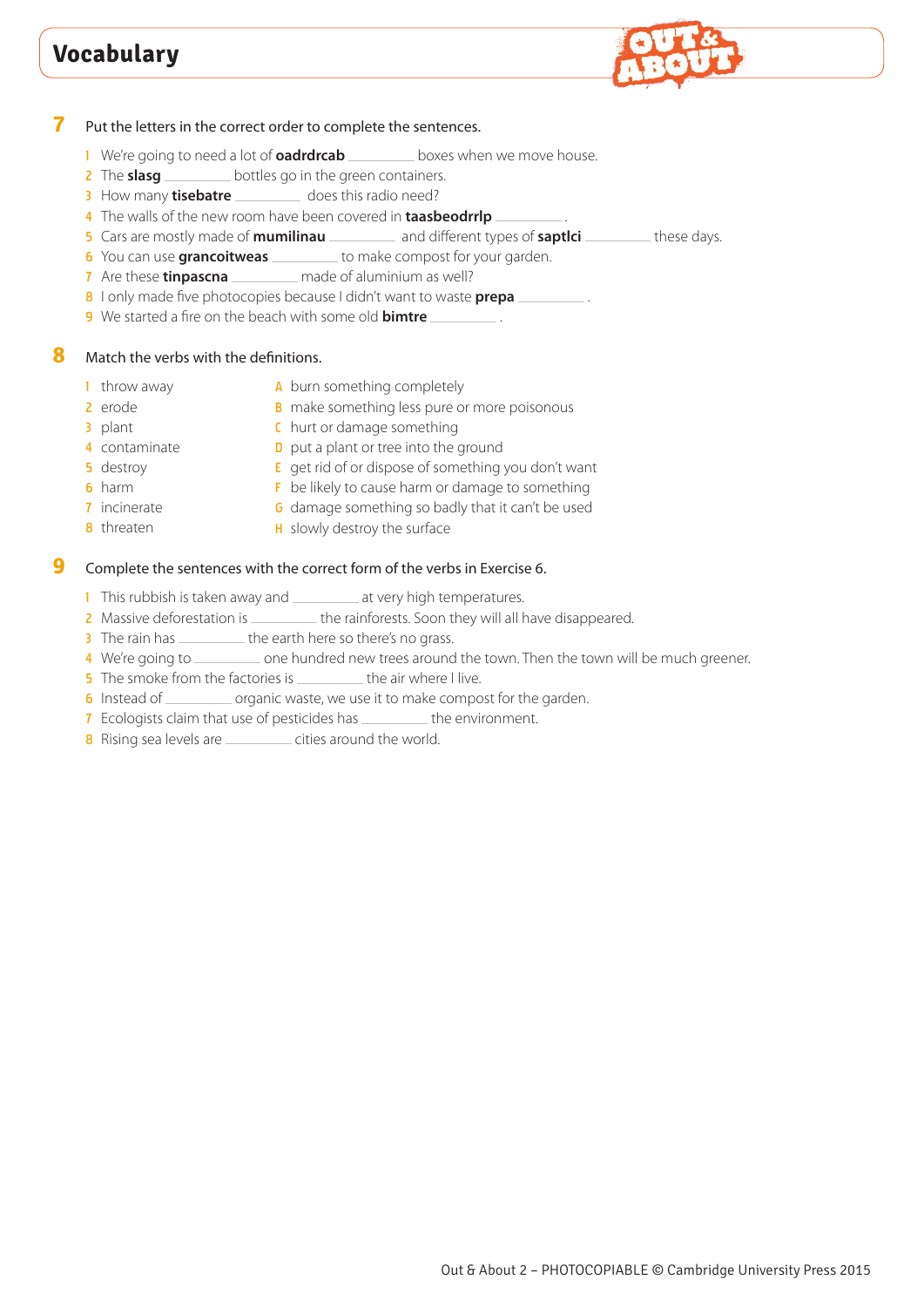# Vocabulary

**7** Put the letters in the correct order to complete the sentences.

1. We're going to need a lot of **oadrdrcab** _________ boxes when we move house.
2. The **slasg** _________ bottles go in the green containers.
3. How many **tisebatre** _________ does this radio need?
4. The walls of the new room have been covered in **taasbeodrrlp** _________ .
5. Cars are mostly made of **mumilinau** _________ and different types of **saptlci** _________ these days.
6. You can use **grancoitweas** _________ to make compost for your garden.
7. Are these **tinpascna** _________ made of aluminium as well?
8. I only made five photocopies because I didn't want to waste **prepa** _________ .
9. We started a fire on the beach with some old **bimtre** _________ .

**8** Match the verbs with the definitions.

1. throw away
2. erode
3. plant
4. contaminate
5. destroy
6. harm
7. incinerate
8. threaten

A burn something completely
B make something less pure or more poisonous
C hurt or damage something
D put a plant or tree into the ground
E get rid of or dispose of something you don't want
F be likely to cause harm or damage to something
G damage something so badly that it can't be used
H slowly destroy the surface

**9** Complete the sentences with the correct form of the verbs in Exercise 6.

1. This rubbish is taken away and _________ at very high temperatures.
2. Massive deforestation is _________ the rainforests. Soon they will all have disappeared.
3. The rain has _________ the earth here so there's no grass.
4. We're going to _________ one hundred new trees around the town. Then the town will be much greener.
5. The smoke from the factories is _________ the air where I live.
6. Instead of _________ organic waste, we use it to make compost for the garden.
7. Ecologists claim that use of pesticides has _________ the environment.
8. Rising sea levels are _________ cities around the world.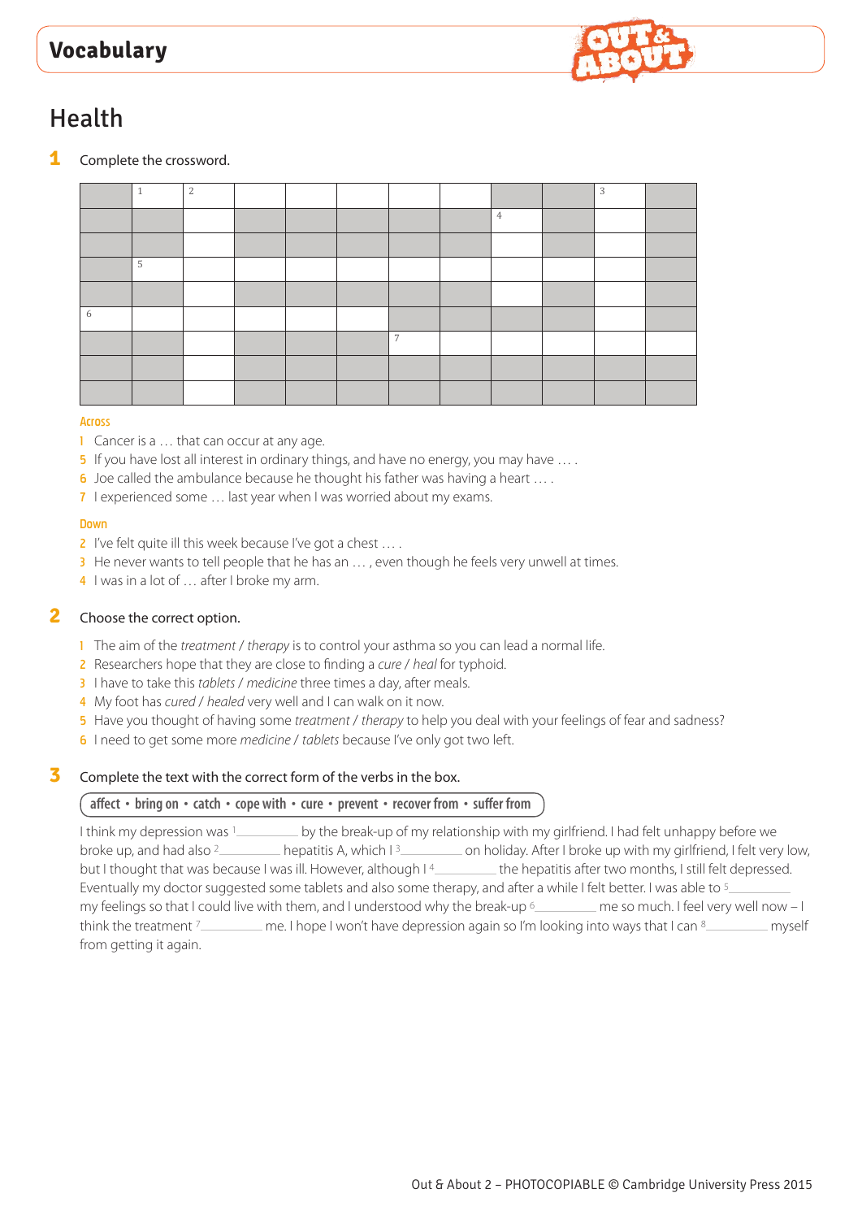# Vocabulary

## Health

**1** Complete the crossword.

**Across**

1 Cancer is a … that can occur at any age.
5 If you have lost all interest in ordinary things, and have no energy, you may have … .
6 Joe called the ambulance because he thought his father was having a heart … .
7 I experienced some … last year when I was worried about my exams.

**Down**

2 I've felt quite ill this week because I've got a chest … .
3 He never wants to tell people that he has an … , even though he feels very unwell at times.
4 I was in a lot of … after I broke my arm.

**2** Choose the correct option.

1 The aim of the *treatment* / *therapy* is to control your asthma so you can lead a normal life.
2 Researchers hope that they are close to finding a *cure* / *heal* for typhoid.
3 I have to take this *tablets* / *medicine* three times a day, after meals.
4 My foot has *cured* / *healed* very well and I can walk on it now.
5 Have you thought of having some *treatment* / *therapy* to help you deal with your feelings of fear and sadness?
6 I need to get some more *medicine* / *tablets* because I've only got two left.

**3** Complete the text with the correct form of the verbs in the box.

**affect • bring on • catch • cope with • cure • prevent • recover from • suffer from**

I think my depression was [1] ________ by the break-up of my relationship with my girlfriend. I had felt unhappy before we broke up, and had also [2] ________ hepatitis A, which I [3] ________ on holiday. After I broke up with my girlfriend, I felt very low, but I thought that was because I was ill. However, although I [4] ________ the hepatitis after two months, I still felt depressed. Eventually my doctor suggested some tablets and also some therapy, and after a while I felt better. I was able to [5] ________ my feelings so that I could live with them, and I understood why the break-up [6] ________ me so much. I feel very well now – I think the treatment [7] ________ me. I hope I won't have depression again so I'm looking into ways that I can [8] ________ myself from getting it again.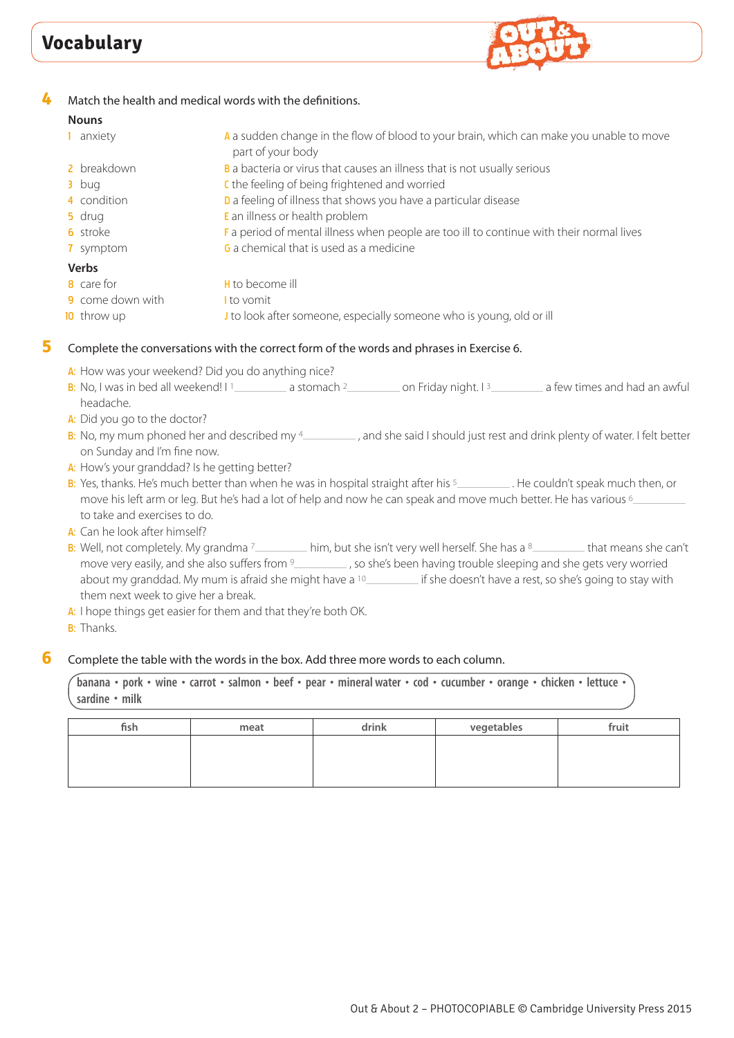# Vocabulary

**4** Match the health and medical words with the definitions.

**Nouns**

1 anxiety
2 breakdown
3 bug
4 condition
5 drug
6 stroke
7 symptom

A a sudden change in the flow of blood to your brain, which can make you unable to move part of your body
B a bacteria or virus that causes an illness that is not usually serious
C the feeling of being frightened and worried
D a feeling of illness that shows you have a particular disease
E an illness or health problem
F a period of mental illness when people are too ill to continue with their normal lives
G a chemical that is used as a medicine

**Verbs**

8 care for
9 come down with
10 throw up

H to become ill
I to vomit
J to look after someone, especially someone who is young, old or ill

**5** Complete the conversations with the correct form of the words and phrases in Exercise 6.

A: How was your weekend? Did you do anything nice?
B: No, I was in bed all weekend! I [1]\_\_\_\_\_\_\_\_\_ a stomach [2]\_\_\_\_\_\_\_\_\_ on Friday night. I [3]\_\_\_\_\_\_\_\_\_ a few times and had an awful headache.
A: Did you go to the doctor?
B: No, my mum phoned her and described my [4]\_\_\_\_\_\_\_\_\_, and she said I should just rest and drink plenty of water. I felt better on Sunday and I'm fine now.
A: How's your granddad? Is he getting better?
B: Yes, thanks. He's much better than when he was in hospital straight after his [5]\_\_\_\_\_\_\_\_\_. He couldn't speak much then, or move his left arm or leg. But he's had a lot of help and now he can speak and move much better. He has various [6]\_\_\_\_\_\_\_\_\_ to take and exercises to do.
A: Can he look after himself?
B: Well, not completely. My grandma [7]\_\_\_\_\_\_\_\_\_ him, but she isn't very well herself. She has a [8]\_\_\_\_\_\_\_\_\_ that means she can't move very easily, and she also suffers from [9]\_\_\_\_\_\_\_\_\_, so she's been having trouble sleeping and she gets very worried about my granddad. My mum is afraid she might have a [10]\_\_\_\_\_\_\_\_\_ if she doesn't have a rest, so she's going to stay with them next week to give her a break.
A: I hope things get easier for them and that they're both OK.
B: Thanks.

**6** Complete the table with the words in the box. Add three more words to each column.

**banana • pork • wine • carrot • salmon • beef • pear • mineral water • cod • cucumber • orange • chicken • lettuce • sardine • milk**

| fish | meat | drink | vegetables | fruit |
|---|---|---|---|---|
| | | | | |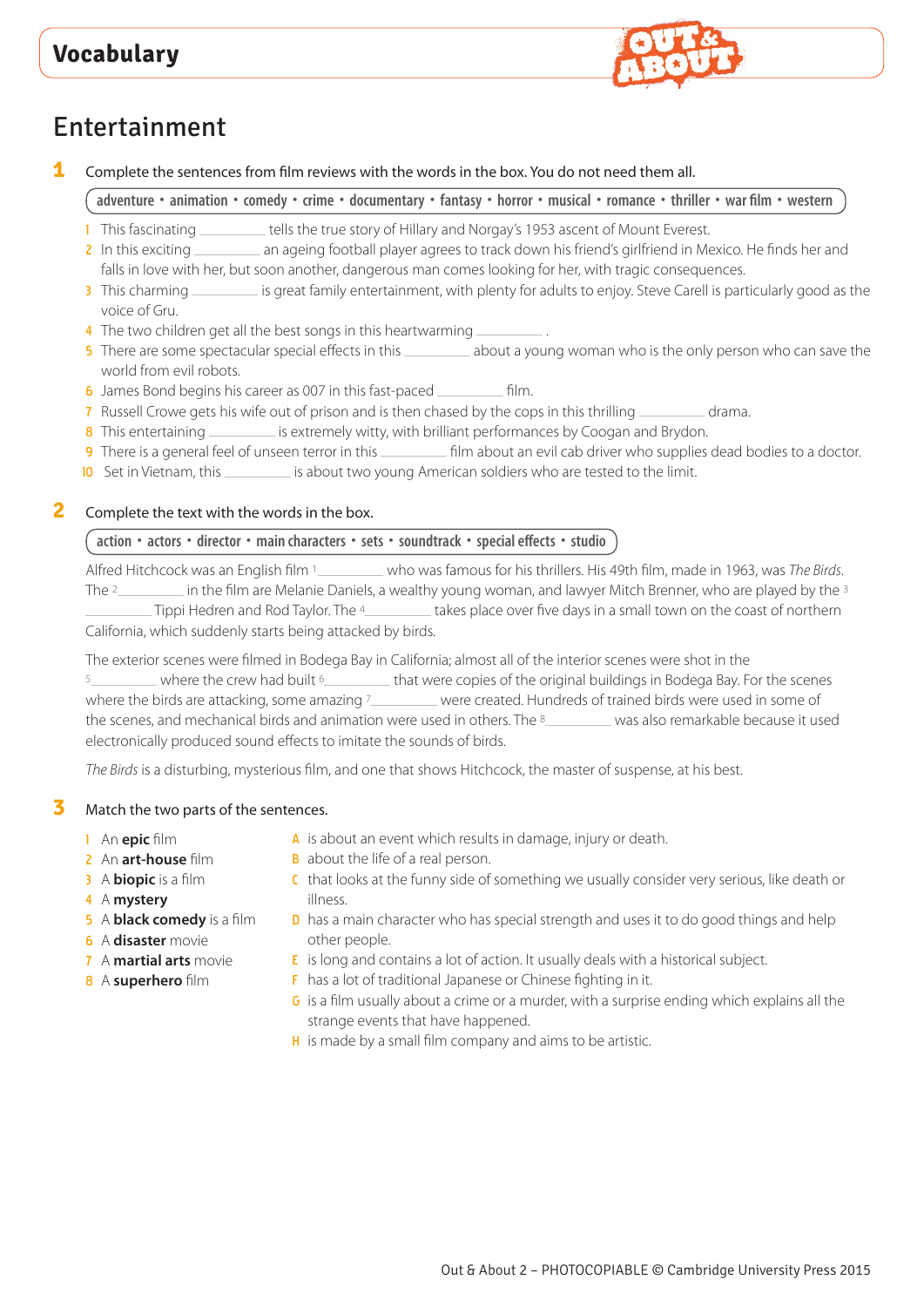# Vocabulary

## Entertainment

**1** Complete the sentences from film reviews with the words in the box. You do not need them all.

**adventure • animation • comedy • crime • documentary • fantasy • horror • musical • romance • thriller • war film • western**

1. This fascinating ________ tells the true story of Hillary and Norgay's 1953 ascent of Mount Everest.
2. In this exciting ________ an ageing football player agrees to track down his friend's girlfriend in Mexico. He finds her and falls in love with her, but soon another, dangerous man comes looking for her, with tragic consequences.
3. This charming ________ is great family entertainment, with plenty for adults to enjoy. Steve Carell is particularly good as the voice of Gru.
4. The two children get all the best songs in this heartwarming ________ .
5. There are some spectacular special effects in this ________ about a young woman who is the only person who can save the world from evil robots.
6. James Bond begins his career as 007 in this fast-paced ________ film.
7. Russell Crowe gets his wife out of prison and is then chased by the cops in this thrilling ________ drama.
8. This entertaining ________ is extremely witty, with brilliant performances by Coogan and Brydon.
9. There is a general feel of unseen terror in this ________ film about an evil cab driver who supplies dead bodies to a doctor.
10. Set in Vietnam, this ________ is about two young American soldiers who are tested to the limit.

**2** Complete the text with the words in the box.

**action • actors • director • main characters • sets • soundtrack • special effects • studio**

Alfred Hitchcock was an English film [1]________ who was famous for his thrillers. His 49th film, made in 1963, was *The Birds*. The [2]________ in the film are Melanie Daniels, a wealthy young woman, and lawyer Mitch Brenner, who are played by the [3]________ Tippi Hedren and Rod Taylor. The [4]________ takes place over five days in a small town on the coast of northern California, which suddenly starts being attacked by birds.

The exterior scenes were filmed in Bodega Bay in California; almost all of the interior scenes were shot in the [5]________ where the crew had built [6]________ that were copies of the original buildings in Bodega Bay. For the scenes where the birds are attacking, some amazing [7]________ were created. Hundreds of trained birds were used in some of the scenes, and mechanical birds and animation were used in others. The [8]________ was also remarkable because it used electronically produced sound effects to imitate the sounds of birds.

*The Birds* is a disturbing, mysterious film, and one that shows Hitchcock, the master of suspense, at his best.

**3** Match the two parts of the sentences.

1. An **epic** film
2. An **art-house** film
3. A **biopic** is a film
4. A **mystery**
5. A **black comedy** is a film
6. A **disaster** movie
7. A **martial arts** movie
8. A **superhero** film

A. is about an event which results in damage, injury or death.
B. about the life of a real person.
C. that looks at the funny side of something we usually consider very serious, like death or illness.
D. has a main character who has special strength and uses it to do good things and help other people.
E. is long and contains a lot of action. It usually deals with a historical subject.
F. has a lot of traditional Japanese or Chinese fighting in it.
G. is a film usually about a crime or a murder, with a surprise ending which explains all the strange events that have happened.
H. is made by a small film company and aims to be artistic.

Out & About 2 – PHOTOCOPIABLE © Cambridge University Press 2015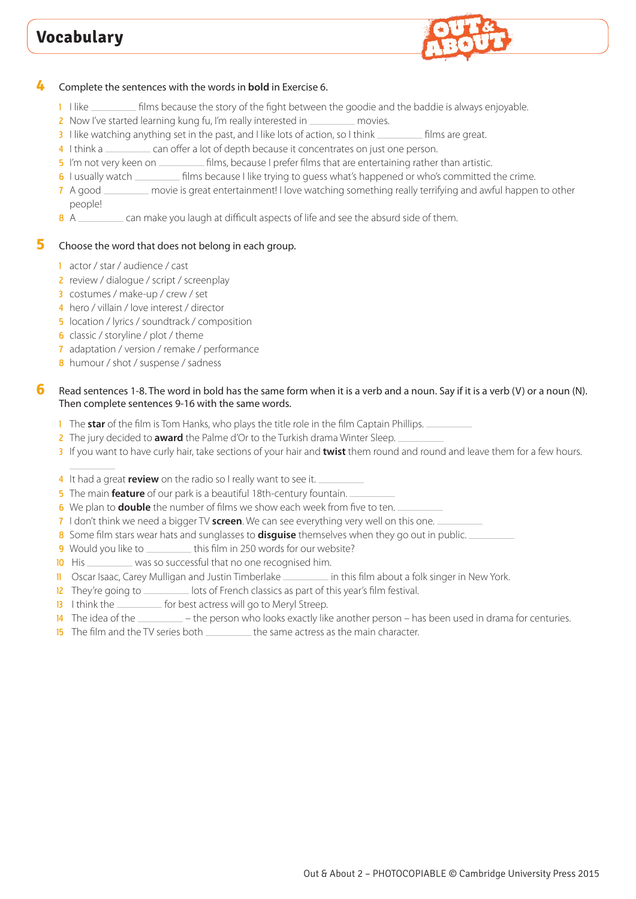# Vocabulary

**4** Complete the sentences with the words in **bold** in Exercise 6.

1. I like _________ films because the story of the fight between the goodie and the baddie is always enjoyable.
2. Now I've started learning kung fu, I'm really interested in _________ movies.
3. I like watching anything set in the past, and I like lots of action, so I think _________ films are great.
4. I think a _________ can offer a lot of depth because it concentrates on just one person.
5. I'm not very keen on _________ films, because I prefer films that are entertaining rather than artistic.
6. I usually watch _________ films because I like trying to guess what's happened or who's committed the crime.
7. A good _________ movie is great entertainment! I love watching something really terrifying and awful happen to other people!
8. A _________ can make you laugh at difficult aspects of life and see the absurd side of them.

**5** Choose the word that does not belong in each group.

1. actor / star / audience / cast
2. review / dialogue / script / screenplay
3. costumes / make-up / crew / set
4. hero / villain / love interest / director
5. location / lyrics / soundtrack / composition
6. classic / storyline / plot / theme
7. adaptation / version / remake / performance
8. humour / shot / suspense / sadness

**6** Read sentences 1-8. The word in bold has the same form when it is a verb and a noun. Say if it is a verb (V) or a noun (N). Then complete sentences 9-16 with the same words.

1. The **star** of the film is Tom Hanks, who plays the title role in the film Captain Phillips. _________
2. The jury decided to **award** the Palme d'Or to the Turkish drama Winter Sleep. _________
3. If you want to have curly hair, take sections of your hair and **twist** them round and round and leave them for a few hours. _________
4. It had a great **review** on the radio so I really want to see it. _________
5. The main **feature** of our park is a beautiful 18th-century fountain. _________
6. We plan to **double** the number of films we show each week from five to ten. _________
7. I don't think we need a bigger TV **screen**. We can see everything very well on this one. _________
8. Some film stars wear hats and sunglasses to **disguise** themselves when they go out in public. _________
9. Would you like to _________ this film in 250 words for our website?
10. His _________ was so successful that no one recognised him.
11. Oscar Isaac, Carey Mulligan and Justin Timberlake _________ in this film about a folk singer in New York.
12. They're going to _________ lots of French classics as part of this year's film festival.
13. I think the _________ for best actress will go to Meryl Streep.
14. The idea of the _________ – the person who looks exactly like another person – has been used in drama for centuries.
15. The film and the TV series both _________ the same actress as the main character.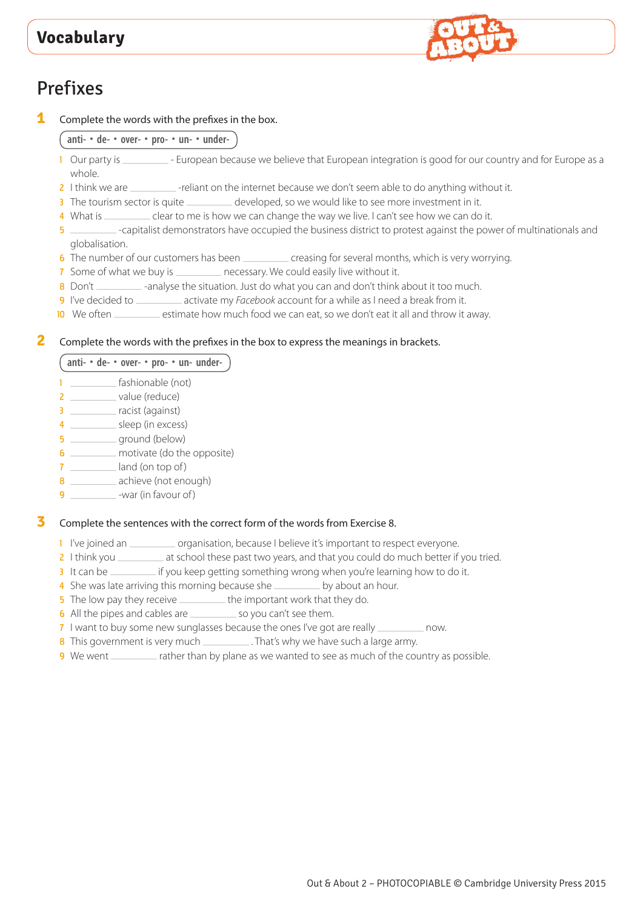## Vocabulary

# Prefixes

**1** Complete the words with the prefixes in the box.

**anti- • de- • over- • pro- • un- • under-**

1. Our party is ________ - European because we believe that European integration is good for our country and for Europe as a whole.
2. I think we are ________ -reliant on the internet because we don't seem able to do anything without it.
3. The tourism sector is quite ________ developed, so we would like to see more investment in it.
4. What is ________ clear to me is how we can change the way we live. I can't see how we can do it.
5. ________ -capitalist demonstrators have occupied the business district to protest against the power of multinationals and globalisation.
6. The number of our customers has been ________ creasing for several months, which is very worrying.
7. Some of what we buy is ________ necessary. We could easily live without it.
8. Don't ________ -analyse the situation. Just do what you can and don't think about it too much.
9. I've decided to ________ activate my *Facebook* account for a while as I need a break from it.
10. We often ________ estimate how much food we can eat, so we don't eat it all and throw it away.

**2** Complete the words with the prefixes in the box to express the meanings in brackets.

**anti- • de- • over- • pro- • un- under-**

1. ________ fashionable (not)
2. ________ value (reduce)
3. ________ racist (against)
4. ________ sleep (in excess)
5. ________ ground (below)
6. ________ motivate (do the opposite)
7. ________ land (on top of)
8. ________ achieve (not enough)
9. ________ -war (in favour of)

**3** Complete the sentences with the correct form of the words from Exercise 8.

1. I've joined an ________ organisation, because I believe it's important to respect everyone.
2. I think you ________ at school these past two years, and that you could do much better if you tried.
3. It can be ________ if you keep getting something wrong when you're learning how to do it.
4. She was late arriving this morning because she ________ by about an hour.
5. The low pay they receive ________ the important work that they do.
6. All the pipes and cables are ________ so you can't see them.
7. I want to buy some new sunglasses because the ones I've got are really ________ now.
8. This government is very much ________. That's why we have such a large army.
9. We went ________ rather than by plane as we wanted to see as much of the country as possible.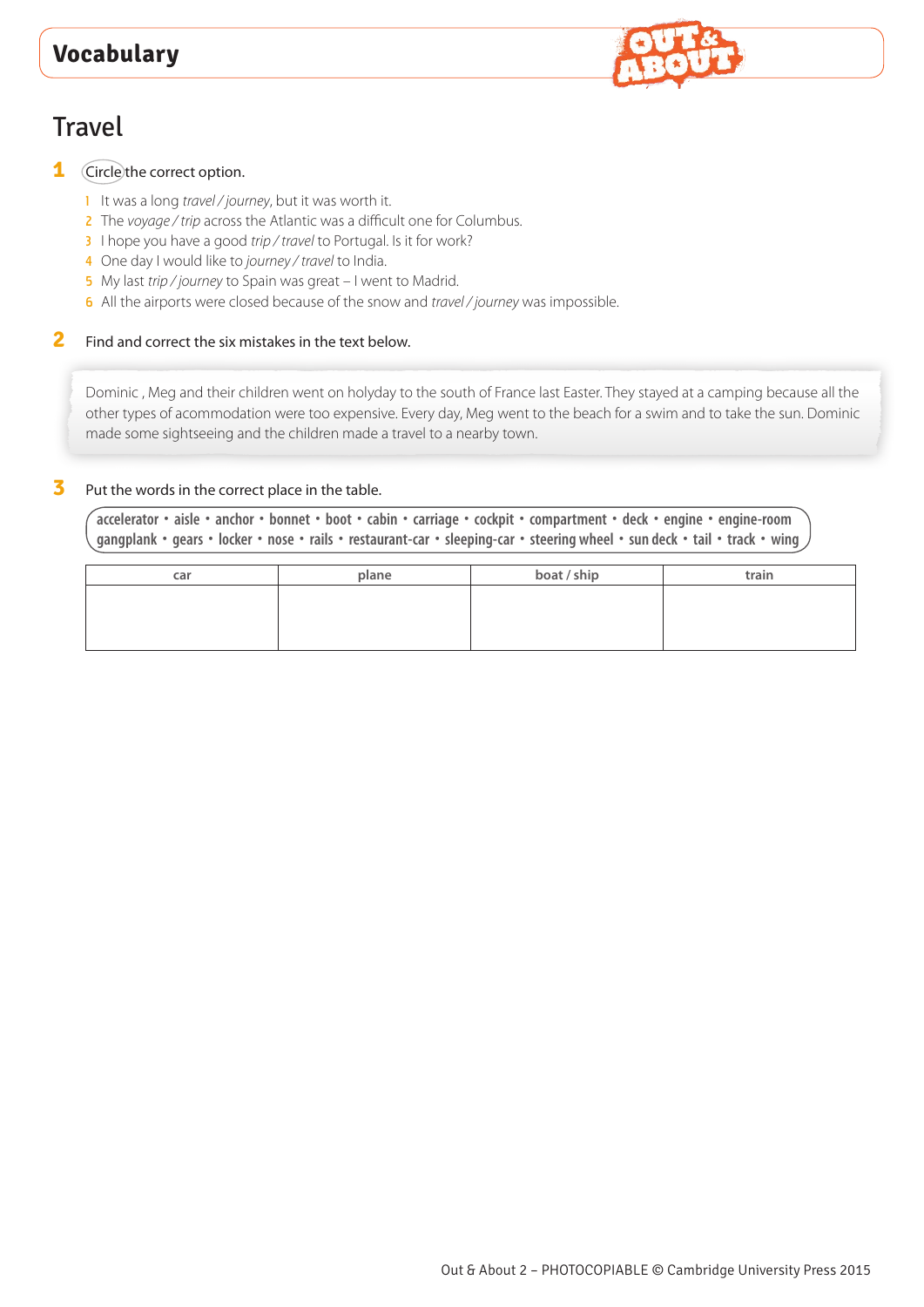# Vocabulary

## Travel

**1** Circle the correct option.

1. It was a long *travel / journey*, but it was worth it.
2. The *voyage / trip* across the Atlantic was a difficult one for Columbus.
3. I hope you have a good *trip / travel* to Portugal. Is it for work?
4. One day I would like to *journey / travel* to India.
5. My last *trip / journey* to Spain was great – I went to Madrid.
6. All the airports were closed because of the snow and *travel / journey* was impossible.

**2** Find and correct the six mistakes in the text below.

> Dominic , Meg and their children went on holyday to the south of France last Easter. They stayed at a camping because all the other types of acommodation were too expensive. Every day, Meg went to the beach for a swim and to take the sun. Dominic made some sightseeing and the children made a travel to a nearby town.

**3** Put the words in the correct place in the table.

**accelerator • aisle • anchor • bonnet • boot • cabin • carriage • cockpit • compartment • deck • engine • engine-room • gangplank • gears • locker • nose • rails • restaurant-car • sleeping-car • steering wheel • sun deck • tail • track • wing**

| car | plane | boat / ship | train |
|---|---|---|---|
| | | | |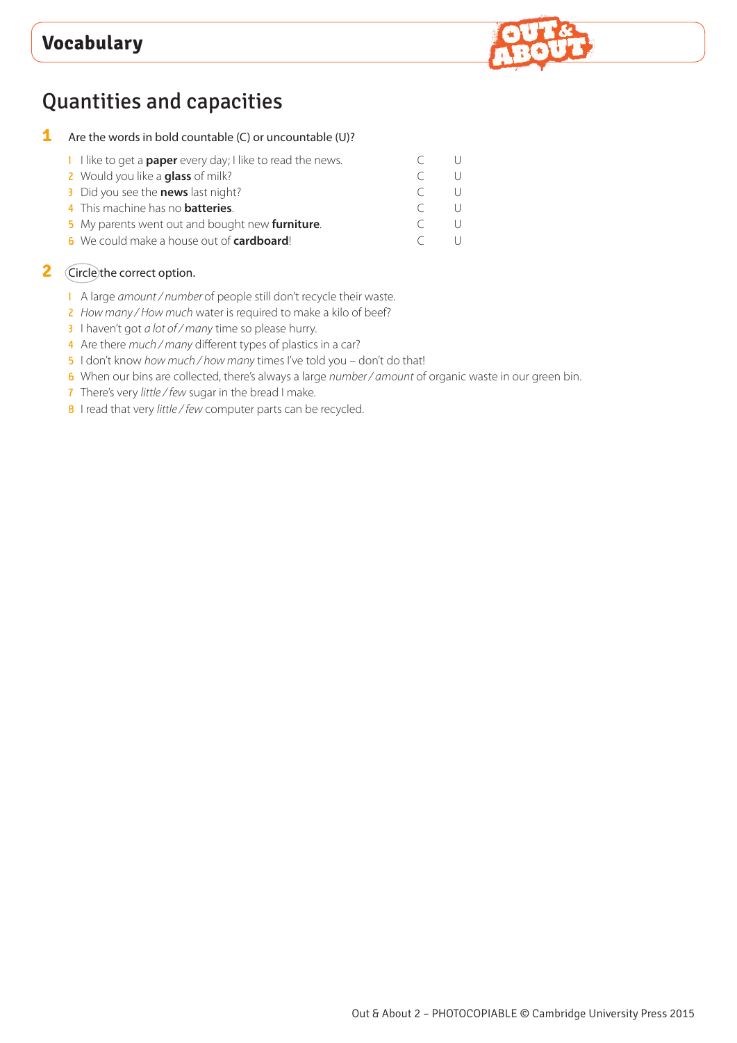# Vocabulary

## Quantities and capacities

**1** Are the words in bold countable (C) or uncountable (U)?

1 I like to get a **paper** every day; I like to read the news. C U
2 Would you like a **glass** of milk? C U
3 Did you see the **news** last night? C U
4 This machine has no **batteries**. C U
5 My parents went out and bought new **furniture**. C U
6 We could make a house out of **cardboard**! C U

**2** Circle the correct option.

1 A large *amount / number* of people still don't recycle their waste.
2 *How many / How much* water is required to make a kilo of beef?
3 I haven't got *a lot of / many* time so please hurry.
4 Are there *much / many* different types of plastics in a car?
5 I don't know *how much / how many* times I've told you – don't do that!
6 When our bins are collected, there's always a large *number / amount* of organic waste in our green bin.
7 There's very *little / few* sugar in the bread I make.
8 I read that very *little / few* computer parts can be recycled.

Out & About 2 – PHOTOCOPIABLE © Cambridge University Press 2015